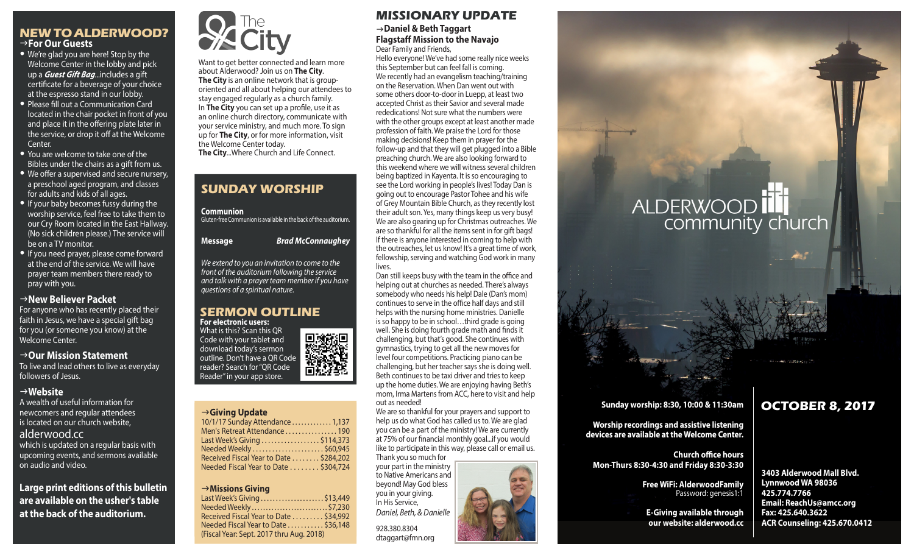## NEW TO ALDERWOOD?

### →For Our Guests

- We're glad you are here! Stop by the Welcome Center in the lobby and pick up a ***Guest Gift Bag***...includes a gift certificate for a beverage of your choice at the espresso stand in our lobby.
- Please fill out a Communication Card located in the chair pocket in front of you and place it in the offering plate later in the service, or drop it off at the Welcome Center.
- You are welcome to take one of the Bibles under the chairs as a gift from us.
- We offer a supervised and secure nursery, a preschool aged program, and classes for adults and kids of all ages.
- If your baby becomes fussy during the worship service, feel free to take them to our Cry Room located in the East Hallway. (No sick children please.) The service will be on a TV monitor.
- If you need prayer, please come forward at the end of the service. We will have prayer team members there ready to pray with you.

### →New Believer Packet

For anyone who has recently placed their faith in Jesus, we have a special gift bag for you (or someone you know) at the Welcome Center.

### →Our Mission Statement

To live and lead others to live as everyday followers of Jesus.

### →Website

A wealth of useful information for newcomers and regular attendees is located on our church website,

alderwood.cc

which is updated on a regular basis with upcoming events, and sermons available on audio and video.

**Large print editions of this bulletin are available on the usher's table at the back of the auditorium.**

## The City

Want to get better connected and learn more about Alderwood? Join us on **The City**. **The City** is an online network that is group-oriented and all about helping our attendees to stay engaged regularly as a church family. In **The City** you can set up a profile, use it as an online church directory, communicate with your service ministry, and much more. To sign up for **The City**, or for more information, visit the Welcome Center today.

**The City**...Where Church and Life Connect.

## SUNDAY WORSHIP

**Communion**
Gluten-free Communion is available in the back of the auditorium.

**Message** — ***Brad McConnaughey***

*We extend to you an invitation to come to the front of the auditorium following the service and talk with a prayer team member if you have questions of a spiritual nature.*

## SERMON OUTLINE

**For electronic users:**
What is this? Scan this QR Code with your tablet and download today's sermon outline. Don't have a QR Code reader? Search for "QR Code Reader" in your app store.

### →Giving Update

| | |
|---|---|
| 10/1/17 Sunday Attendance | 1,137 |
| Men's Retreat Attendance | 190 |
| Last Week's Giving | $114,373 |
| Needed Weekly | $60,945 |
| Received Fiscal Year to Date | $284,202 |
| Needed Fiscal Year to Date | $304,724 |

### →Missions Giving

| | |
|---|---|
| Last Week's Giving | $13,449 |
| Needed Weekly | $7,230 |
| Received Fiscal Year to Date | $34,992 |
| Needed Fiscal Year to Date | $36,148 |

(Fiscal Year: Sept. 2017 thru Aug. 2018)

## MISSIONARY UPDATE

**→Daniel & Beth Taggart**
**Flagstaff Mission to the Navajo**

Dear Family and Friends,

Hello everyone! We've had some really nice weeks this September but can feel fall is coming.

We recently had an evangelism teaching/training on the Reservation. When Dan went out with some others door-to-door in Luepp, at least two accepted Christ as their Savior and several made rededications! Not sure what the numbers were with the other groups except at least another made profession of faith. We praise the Lord for those making decisions! Keep them in prayer for the follow-up and that they will get plugged into a Bible preaching church. We are also looking forward to this weekend where we will witness several children being baptized in Kayenta. It is so encouraging to see the Lord working in people's lives! Today Dan is going out to encourage Pastor Tohee and his wife of Grey Mountain Bible Church, as they recently lost their adult son. Yes, many things keep us very busy! We are also gearing up for Christmas outreaches. We are so thankful for all the items sent in for gift bags! If there is anyone interested in coming to help with the outreaches, let us know! It's a great time of work, fellowship, serving and watching God work in many lives.

Dan still keeps busy with the team in the office and helping out at churches as needed. There's always somebody who needs his help! Dale (Dan's mom) continues to serve in the office half days and still helps with the nursing home ministries. Danielle is so happy to be in school…third grade is going well. She is doing fourth grade math and finds it challenging, but that's good. She continues with gymnastics, trying to get all the new moves for level four competitions. Practicing piano can be challenging, but her teacher says she is doing well. Beth continues to be taxi driver and tries to keep up the home duties. We are enjoying having Beth's mom, Irma Martens from ACC, here to visit and help out as needed!

We are so thankful for your prayers and support to help us do what God has called us to. We are glad you are a part of the ministry! We are currently at 75% of our financial monthly goal...if you would like to participate in this way, please call or email us.

Thank you so much for your part in the ministry to Native Americans and beyond! May God bless you in your giving.

In His Service,
*Daniel, Beth, & Danielle*

928.380.8304
dtaggart@fmn.org

# ALDERWOOD community church

**Sunday worship: 8:30, 10:00 & 11:30am**

**Worship recordings and assistive listening devices are available at the Welcome Center.**

**Church office hours**
**Mon-Thurs 8:30-4:30 and Friday 8:30-3:30**

**Free WiFi: AlderwoodFamily**
Password: genesis1:1

**E-Giving available through our website: alderwood.cc**

## OCTOBER 8, 2017

**3403 Alderwood Mall Blvd.**
**Lynnwood WA 98036**
**425.774.7766**
**Email: ReachUs@amcc.org**
**Fax: 425.640.3622**
**ACR Counseling: 425.670.0412**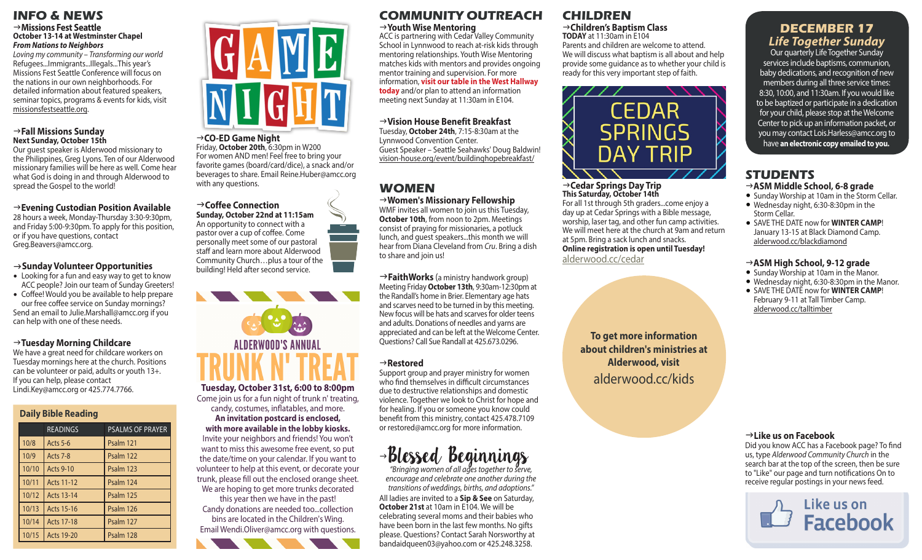# INFO & NEWS

### →Missions Fest Seattle

**October 13-14 at Westminster Chapel**

***From Nations to Neighbors***

*Loving my community – Transforming our world*

Refugees...Immigrants...Illegals...This year's Missions Fest Seattle Conference will focus on the nations in our own neighborhoods. For detailed information about featured speakers, seminar topics, programs & events for kids, visit missionsfestseattle.org.

### →Fall Missions Sunday

**Next Sunday, October 15th**

Our guest speaker is Alderwood missionary to the Philippines, Greg Lyons. Ten of our Alderwood missionary families will be here as well. Come hear what God is doing in and through Alderwood to spread the Gospel to the world!

### →Evening Custodian Position Available

28 hours a week, Monday-Thursday 3:30-9:30pm, and Friday 5:00-9:30pm. To apply for this position, or if you have questions, contact Greg.Beavers@amcc.org.

### →Sunday Volunteer Opportunities

- Looking for a fun and easy way to get to know ACC people? Join our team of Sunday Greeters!
- Coffee! Would you be available to help prepare our free coffee service on Sunday mornings?

Send an email to Julie.Marshall@amcc.org if you can help with one of these needs.

### →Tuesday Morning Childcare

We have a great need for childcare workers on Tuesday mornings here at the church. Positions can be volunteer or paid, adults or youth 13+. If you can help, please contact Lindi.Key@amcc.org or 425.774.7766.

### Daily Bible Reading

| | READINGS | PSALMS OF PRAYER |
|---|---|---|
| 10/8 | Acts 5-6 | Psalm 121 |
| 10/9 | Acts 7-8 | Psalm 122 |
| 10/10 | Acts 9-10 | Psalm 123 |
| 10/11 | Acts 11-12 | Psalm 124 |
| 10/12 | Acts 13-14 | Psalm 125 |
| 10/13 | Acts 15-16 | Psalm 126 |
| 10/14 | Acts 17-18 | Psalm 127 |
| 10/15 | Acts 19-20 | Psalm 128 |

GAME NIGHT

### →CO-ED Game Night

Friday, **October 20th**, 6:30pm in W200

For women AND men! Feel free to bring your favorite games (board/card/dice), a snack and/or beverages to share. Email Reine.Huber@amcc.org with any questions.

### →Coffee Connection

**Sunday, October 22nd at 11:15am**

An opportunity to connect with a pastor over a cup of coffee. Come personally meet some of our pastoral staff and learn more about Alderwood Community Church…plus a tour of the building! Held after second service.

ALDERWOOD'S ANNUAL

## TRUNK N' TREAT

**Tuesday, October 31st, 6:00 to 8:00pm**

Come join us for a fun night of trunk n' treating, candy, costumes, inflatables, and more. **An invitation postcard is enclosed, with more available in the lobby kiosks.** Invite your neighbors and friends! You won't want to miss this awesome free event, so put the date/time on your calendar. If you want to volunteer to help at this event, or decorate your trunk, please fill out the enclosed orange sheet. We are hoping to get more trunks decorated this year then we have in the past! Candy donations are needed too...collection bins are located in the Children's Wing. Email Wendi.Oliver@amcc.org with questions.

# COMMUNITY OUTREACH

### →Youth Wise Mentoring

ACC is partnering with Cedar Valley Community School in Lynnwood to reach at-risk kids through mentoring relationships. Youth Wise Mentoring matches kids with mentors and provides ongoing mentor training and supervision. For more information, **visit our table in the West Hallway today** and/or plan to attend an information meeting next Sunday at 11:30am in E104.

### →Vision House Benefit Breakfast

Tuesday, **October 24th**, 7:15-8:30am at the Lynnwood Convention Center.

Guest Speaker – Seattle Seahawks' Doug Baldwin!

vision-house.org/event/buildinghopebreakfast/

# WOMEN

### →Women's Missionary Fellowship

WMF invites all women to join us this Tuesday, **October 10th**, from noon to 2pm. Meetings consist of praying for missionaries, a potluck lunch, and guest speakers...this month we will hear from Diana Cleveland from *Cru*. Bring a dish to share and join us!

### →FaithWorks (a ministry handwork group)

Meeting Friday **October 13th**, 9:30am-12:30pm at the Randall's home in Brier. Elementary age hats and scarves need to be turned in by this meeting. New focus will be hats and scarves for older teens and adults. Donations of needles and yarns are appreciated and can be left at the Welcome Center. Questions? Call Sue Randall at 425.673.0296.

### →Restored

Support group and prayer ministry for women who find themselves in difficult circumstances due to destructive relationships and domestic violence. Together we look to Christ for hope and for healing. If you or someone you know could benefit from this ministry, contact 425.478.7109 or restored@amcc.org for more information.

### →Blessed Beginnings

*"Bringing women of all ages together to serve, encourage and celebrate one another during the transitions of weddings, births, and adoptions."*

All ladies are invited to a **Sip & See** on Saturday, **October 21st** at 10am in E104. We will be celebrating several moms and their babies who have been born in the last few months. No gifts please. Questions? Contact Sarah Norsworthy at bandaidqueen03@yahoo.com or 425.248.3258.

# CHILDREN

### →Children's Baptism Class

**TODAY** at 11:30am in E104

Parents and children are welcome to attend. We will discuss what baptism is all about and help provide some guidance as to whether your child is ready for this very important step of faith.

CEDAR SPRINGS DAY TRIP

### →Cedar Springs Day Trip

**This Saturday, October 14th**

For all 1st through 5th graders...come enjoy a day up at Cedar Springs with a Bible message, worship, laser tag, and other fun camp activities. We will meet here at the church at 9am and return at 5pm. Bring a sack lunch and snacks.

**Online registration is open until Tuesday!**

alderwood.cc/cedar

**To get more information about children's ministries at Alderwood, visit**

alderwood.cc/kids

## DECEMBER 17

## *Life Together Sunday*

Our quarterly Life Together Sunday services include baptisms, communion, baby dedications, and recognition of new members during all three service times: 8:30, 10:00, and 11:30am. If you would like to be baptized or participate in a dedication for your child, please stop at the Welcome Center to pick up an information packet, or you may contact Lois.Harless@amcc.org to have **an electronic copy emailed to you.**

# STUDENTS

### →ASM Middle School, 6-8 grade

- Sunday Worship at 10am in the Storm Cellar.
- Wednesday night, 6:30-8:30pm in the Storm Cellar.
- SAVE THE DATE now for **WINTER CAMP**! January 13-15 at Black Diamond Camp. alderwood.cc/blackdiamond

### →ASM High School, 9-12 grade

- Sunday Worship at 10am in the Manor.
- Wednesday night, 6:30-8:30pm in the Manor.
- SAVE THE DATE now for **WINTER CAMP**! February 9-11 at Tall Timber Camp. alderwood.cc/talltimber

### →Like us on Facebook

Did you know ACC has a Facebook page? To find us, type *Alderwood Community Church* in the search bar at the top of the screen, then be sure to "Like" our page and turn notifications On to receive regular postings in your news feed.

Like us on Facebook